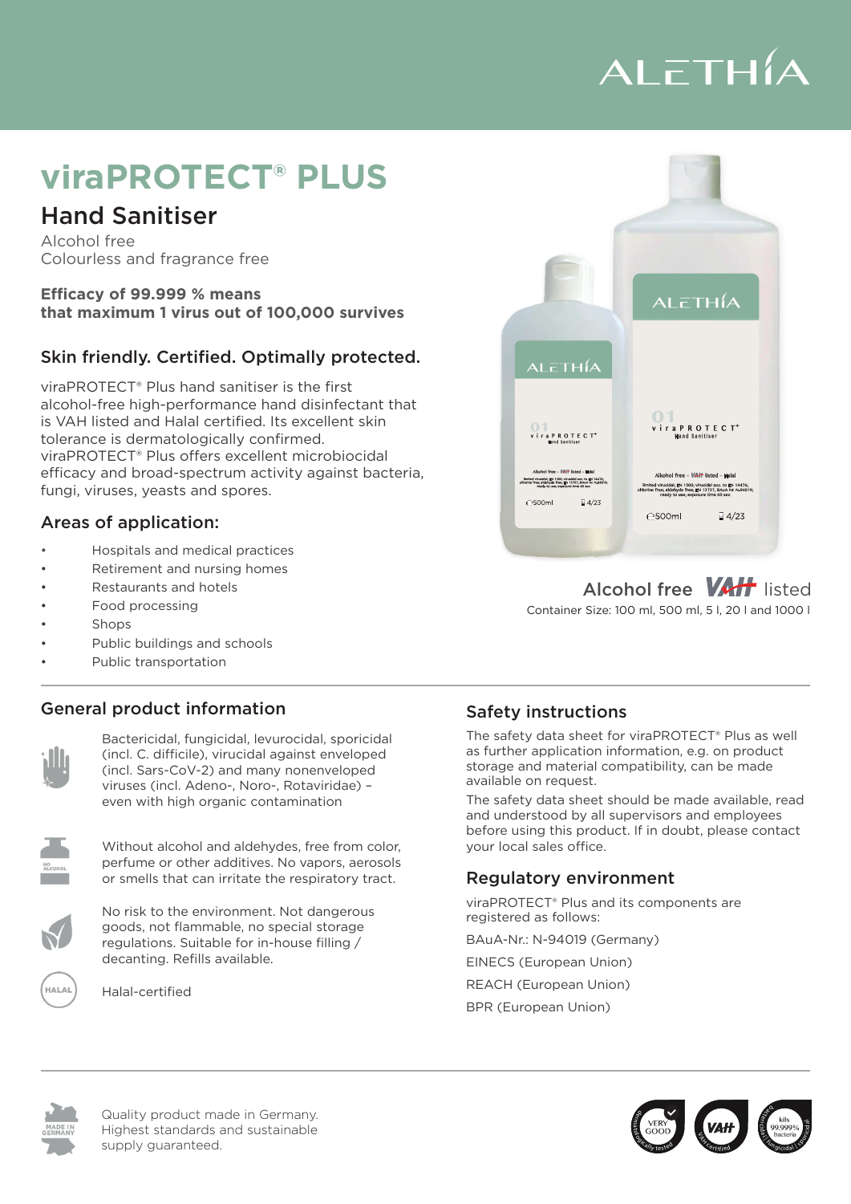ALETHÍA

# viraPROTECT® PLUS

## Hand Sanitiser

Alcohol free
Colourless and fragrance free

**Efficacy of 99.999 % means that maximum 1 virus out of 100,000 survives**

### Skin friendly. Certified. Optimally protected.

viraPROTECT® Plus hand sanitiser is the first alcohol-free high-performance hand disinfectant that is VAH listed and Halal certified. Its excellent skin tolerance is dermatologically confirmed. viraPROTECT® Plus offers excellent microbiocidal efficacy and broad-spectrum activity against bacteria, fungi, viruses, yeasts and spores.

### Areas of application:

- Hospitals and medical practices
- Retirement and nursing homes
- Restaurants and hotels
- Food processing
- Shops
- Public buildings and schools
- Public transportation

Alcohol free VAH listed

Container Size: 100 ml, 500 ml, 5 l, 20 l and 1000 l

### General product information

Bactericidal, fungicidal, levurocidal, sporicidal (incl. C. difficile), virucidal against enveloped (incl. Sars-CoV-2) and many nonenveloped viruses (incl. Adeno-, Noro-, Rotaviridae) – even with high organic contamination

Without alcohol and aldehydes, free from color, perfume or other additives. No vapors, aerosols or smells that can irritate the respiratory tract.

No risk to the environment. Not dangerous goods, not flammable, no special storage regulations. Suitable for in-house filling / decanting. Refills available.

Halal-certified

### Safety instructions

The safety data sheet for viraPROTECT® Plus as well as further application information, e.g. on product storage and material compatibility, can be made available on request.

The safety data sheet should be made available, read and understood by all supervisors and employees before using this product. If in doubt, please contact your local sales office.

### Regulatory environment

viraPROTECT® Plus and its components are registered as follows:

BAuA-Nr.: N-94019 (Germany)

EINECS (European Union)

REACH (European Union)

BPR (European Union)

Quality product made in Germany.
Highest standards and sustainable supply guaranteed.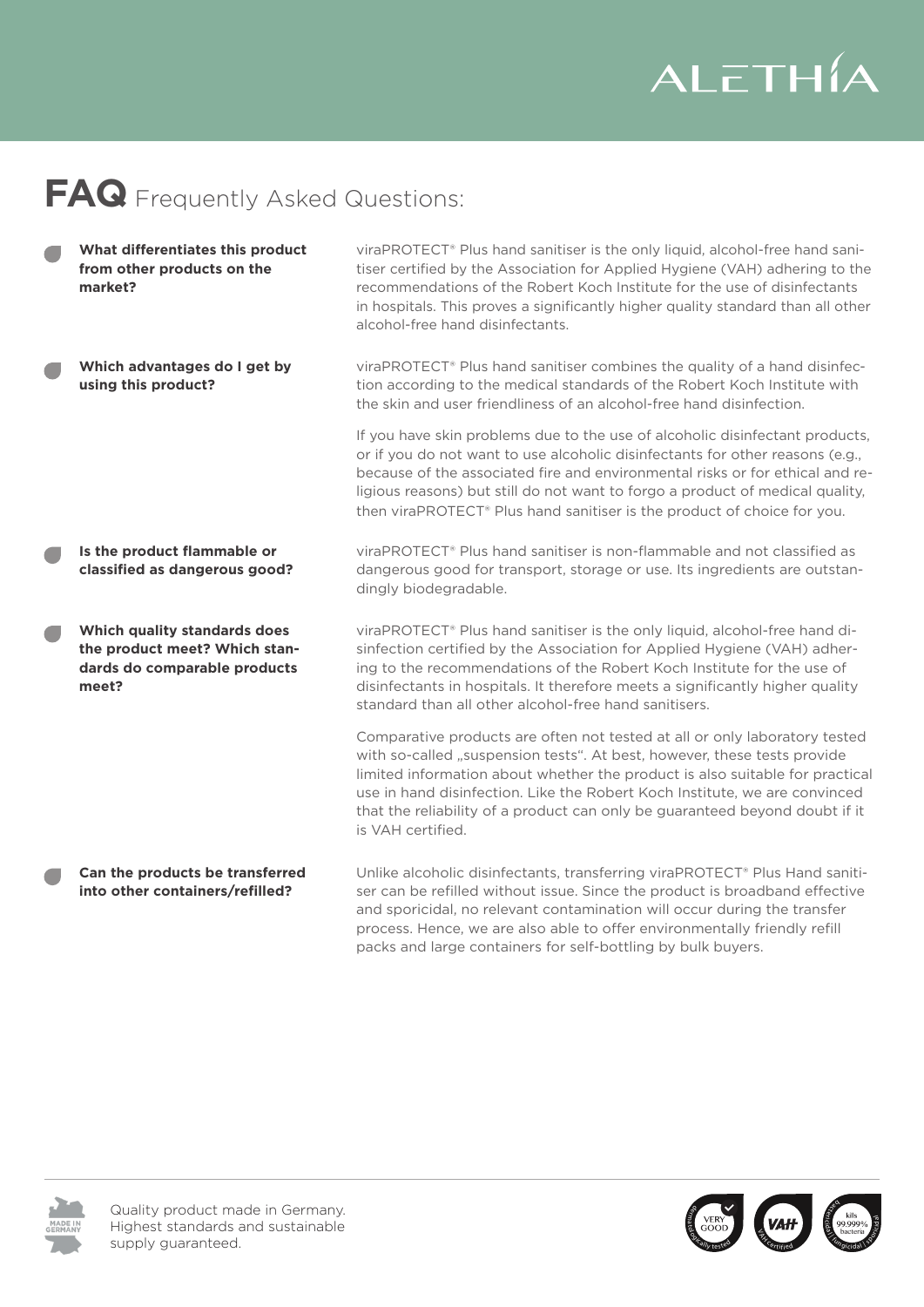# **FAQ** Frequently Asked Questions:

**What differentiates this product from other products on the market?**

viraPROTECT® Plus hand sanitiser is the only liquid, alcohol-free hand sanitiser certified by the Association for Applied Hygiene (VAH) adhering to the recommendations of the Robert Koch Institute for the use of disinfectants in hospitals. This proves a significantly higher quality standard than all other alcohol-free hand disinfectants.

**Which advantages do I get by using this product?**

viraPROTECT® Plus hand sanitiser combines the quality of a hand disinfection according to the medical standards of the Robert Koch Institute with the skin and user friendliness of an alcohol-free hand disinfection.

If you have skin problems due to the use of alcoholic disinfectant products, or if you do not want to use alcoholic disinfectants for other reasons (e.g., because of the associated fire and environmental risks or for ethical and religious reasons) but still do not want to forgo a product of medical quality, then viraPROTECT® Plus hand sanitiser is the product of choice for you.

**Is the product flammable or classified as dangerous good?**

viraPROTECT® Plus hand sanitiser is non-flammable and not classified as dangerous good for transport, storage or use. Its ingredients are outstandingly biodegradable.

**Which quality standards does the product meet? Which standards do comparable products meet?**

viraPROTECT® Plus hand sanitiser is the only liquid, alcohol-free hand disinfection certified by the Association for Applied Hygiene (VAH) adhering to the recommendations of the Robert Koch Institute for the use of disinfectants in hospitals. It therefore meets a significantly higher quality standard than all other alcohol-free hand sanitisers.

Comparative products are often not tested at all or only laboratory tested with so-called „suspension tests". At best, however, these tests provide limited information about whether the product is also suitable for practical use in hand disinfection. Like the Robert Koch Institute, we are convinced that the reliability of a product can only be guaranteed beyond doubt if it is VAH certified.

**Can the products be transferred into other containers/refilled?**

Unlike alcoholic disinfectants, transferring viraPROTECT® Plus Hand sanitiser can be refilled without issue. Since the product is broadband effective and sporicidal, no relevant contamination will occur during the transfer process. Hence, we are also able to offer environmentally friendly refill packs and large containers for self-bottling by bulk buyers.

Quality product made in Germany.
Highest standards and sustainable supply guaranteed.